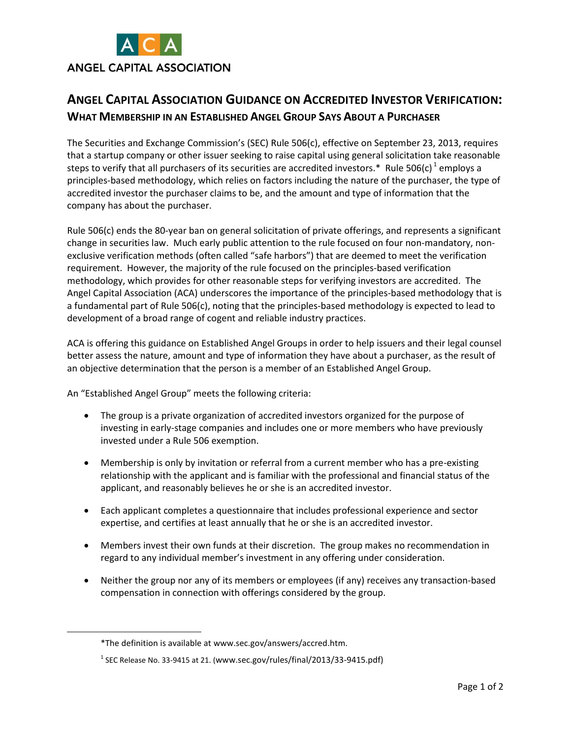ACA

ANGEL CAPITAL ASSOCIATION

# ANGEL CAPITAL ASSOCIATION GUIDANCE ON ACCREDITED INVESTOR VERIFICATION:
## WHAT MEMBERSHIP IN AN ESTABLISHED ANGEL GROUP SAYS ABOUT A PURCHASER

The Securities and Exchange Commission's (SEC) Rule 506(c), effective on September 23, 2013, requires that a startup company or other issuer seeking to raise capital using general solicitation take reasonable steps to verify that all purchasers of its securities are accredited investors.* Rule 506(c)[1] employs a principles-based methodology, which relies on factors including the nature of the purchaser, the type of accredited investor the purchaser claims to be, and the amount and type of information that the company has about the purchaser.

Rule 506(c) ends the 80-year ban on general solicitation of private offerings, and represents a significant change in securities law. Much early public attention to the rule focused on four non-mandatory, non-exclusive verification methods (often called "safe harbors") that are deemed to meet the verification requirement. However, the majority of the rule focused on the principles-based verification methodology, which provides for other reasonable steps for verifying investors are accredited. The Angel Capital Association (ACA) underscores the importance of the principles-based methodology that is a fundamental part of Rule 506(c), noting that the principles-based methodology is expected to lead to development of a broad range of cogent and reliable industry practices.

ACA is offering this guidance on Established Angel Groups in order to help issuers and their legal counsel better assess the nature, amount and type of information they have about a purchaser, as the result of an objective determination that the person is a member of an Established Angel Group.

An "Established Angel Group" meets the following criteria:

- The group is a private organization of accredited investors organized for the purpose of investing in early-stage companies and includes one or more members who have previously invested under a Rule 506 exemption.
- Membership is only by invitation or referral from a current member who has a pre-existing relationship with the applicant and is familiar with the professional and financial status of the applicant, and reasonably believes he or she is an accredited investor.
- Each applicant completes a questionnaire that includes professional experience and sector expertise, and certifies at least annually that he or she is an accredited investor.
- Members invest their own funds at their discretion. The group makes no recommendation in regard to any individual member's investment in any offering under consideration.
- Neither the group nor any of its members or employees (if any) receives any transaction-based compensation in connection with offerings considered by the group.

---

*The definition is available at www.sec.gov/answers/accred.htm.

[1] SEC Release No. 33-9415 at 21. (www.sec.gov/rules/final/2013/33-9415.pdf)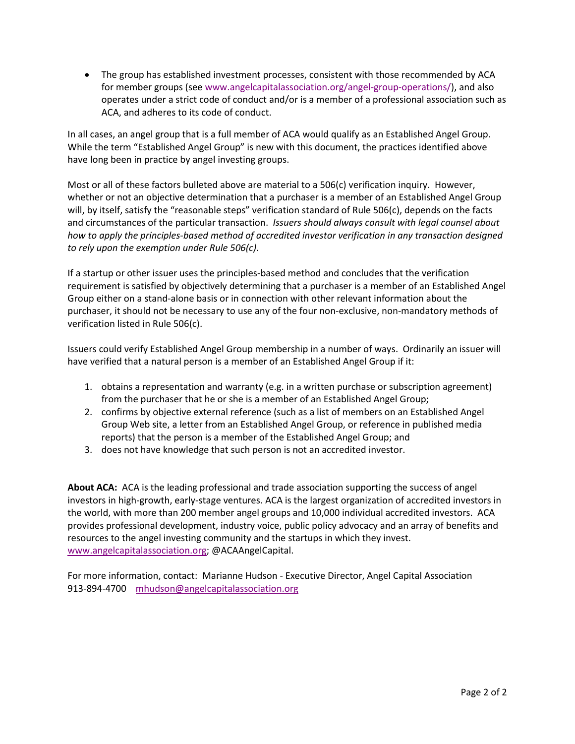- The group has established investment processes, consistent with those recommended by ACA for member groups (see [www.angelcapitalassociation.org/angel-group-operations/](www.angelcapitalassociation.org/angel-group-operations/)), and also operates under a strict code of conduct and/or is a member of a professional association such as ACA, and adheres to its code of conduct.

In all cases, an angel group that is a full member of ACA would qualify as an Established Angel Group. While the term "Established Angel Group" is new with this document, the practices identified above have long been in practice by angel investing groups.

Most or all of these factors bulleted above are material to a 506(c) verification inquiry. However, whether or not an objective determination that a purchaser is a member of an Established Angel Group will, by itself, satisfy the "reasonable steps" verification standard of Rule 506(c), depends on the facts and circumstances of the particular transaction. *Issuers should always consult with legal counsel about how to apply the principles-based method of accredited investor verification in any transaction designed to rely upon the exemption under Rule 506(c).*

If a startup or other issuer uses the principles-based method and concludes that the verification requirement is satisfied by objectively determining that a purchaser is a member of an Established Angel Group either on a stand-alone basis or in connection with other relevant information about the purchaser, it should not be necessary to use any of the four non-exclusive, non-mandatory methods of verification listed in Rule 506(c).

Issuers could verify Established Angel Group membership in a number of ways. Ordinarily an issuer will have verified that a natural person is a member of an Established Angel Group if it:

1. obtains a representation and warranty (e.g. in a written purchase or subscription agreement) from the purchaser that he or she is a member of an Established Angel Group;
2. confirms by objective external reference (such as a list of members on an Established Angel Group Web site, a letter from an Established Angel Group, or reference in published media reports) that the person is a member of the Established Angel Group; and
3. does not have knowledge that such person is not an accredited investor.

**About ACA:** ACA is the leading professional and trade association supporting the success of angel investors in high-growth, early-stage ventures. ACA is the largest organization of accredited investors in the world, with more than 200 member angel groups and 10,000 individual accredited investors. ACA provides professional development, industry voice, public policy advocacy and an array of benefits and resources to the angel investing community and the startups in which they invest. [www.angelcapitalassociation.org](www.angelcapitalassociation.org); @ACAAngelCapital.

For more information, contact: Marianne Hudson - Executive Director, Angel Capital Association 913-894-4700 [mhudson@angelcapitalassociation.org](mailto:mhudson@angelcapitalassociation.org)